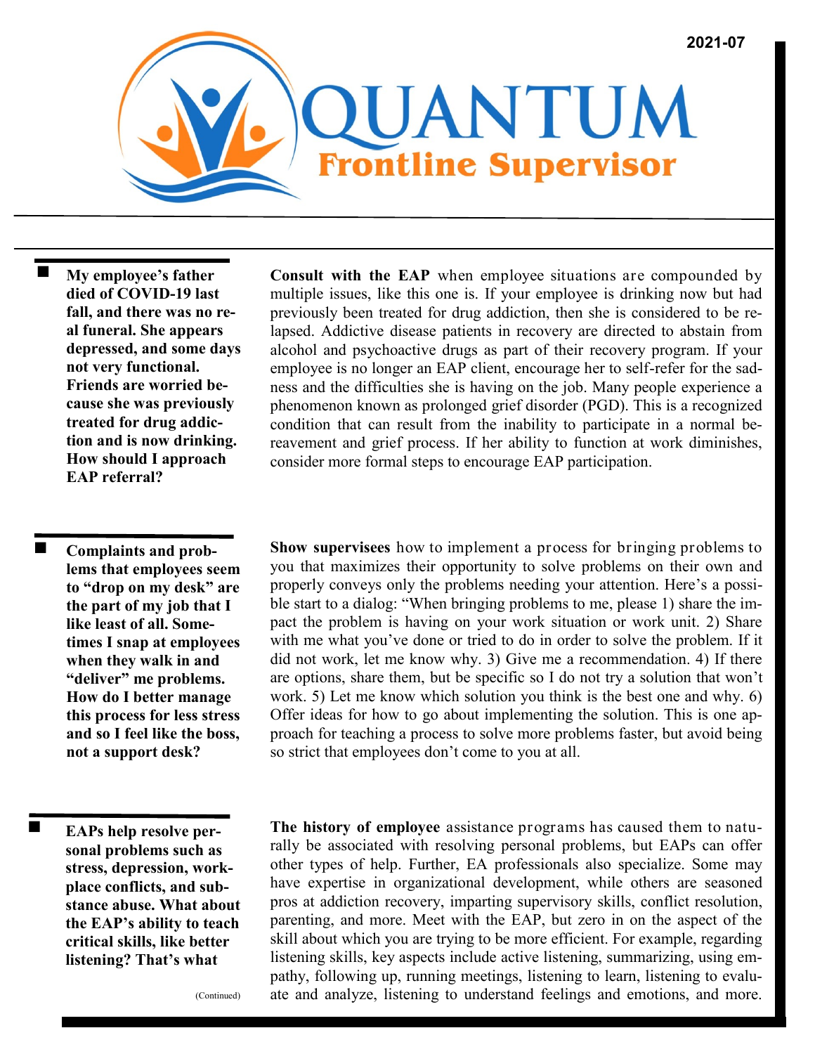2021-07

# QUANTUM
## Frontline Supervisor

**My employee's father died of COVID-19 last fall, and there was no real funeral. She appears depressed, and some days not very functional. Friends are worried because she was previously treated for drug addiction and is now drinking. How should I approach EAP referral?**

**Consult with the EAP** when employee situations are compounded by multiple issues, like this one is. If your employee is drinking now but had previously been treated for drug addiction, then she is considered to be relapsed. Addictive disease patients in recovery are directed to abstain from alcohol and psychoactive drugs as part of their recovery program. If your employee is no longer an EAP client, encourage her to self-refer for the sadness and the difficulties she is having on the job. Many people experience a phenomenon known as prolonged grief disorder (PGD). This is a recognized condition that can result from the inability to participate in a normal bereavement and grief process. If her ability to function at work diminishes, consider more formal steps to encourage EAP participation.

**Complaints and problems that employees seem to "drop on my desk" are the part of my job that I like least of all. Sometimes I snap at employees when they walk in and "deliver" me problems. How do I better manage this process for less stress and so I feel like the boss, not a support desk?**

**Show supervisees** how to implement a process for bringing problems to you that maximizes their opportunity to solve problems on their own and properly conveys only the problems needing your attention. Here's a possible start to a dialog: "When bringing problems to me, please 1) share the impact the problem is having on your work situation or work unit. 2) Share with me what you've done or tried to do in order to solve the problem. If it did not work, let me know why. 3) Give me a recommendation. 4) If there are options, share them, but be specific so I do not try a solution that won't work. 5) Let me know which solution you think is the best one and why. 6) Offer ideas for how to go about implementing the solution. This is one approach for teaching a process to solve more problems faster, but avoid being so strict that employees don't come to you at all.

**EAPs help resolve personal problems such as stress, depression, workplace conflicts, and substance abuse. What about the EAP's ability to teach critical skills, like better listening? That's what**

(Continued)

**The history of employee** assistance programs has caused them to naturally be associated with resolving personal problems, but EAPs can offer other types of help. Further, EA professionals also specialize. Some may have expertise in organizational development, while others are seasoned pros at addiction recovery, imparting supervisory skills, conflict resolution, parenting, and more. Meet with the EAP, but zero in on the aspect of the skill about which you are trying to be more efficient. For example, regarding listening skills, key aspects include active listening, summarizing, using empathy, following up, running meetings, listening to learn, listening to evaluate and analyze, listening to understand feelings and emotions, and more.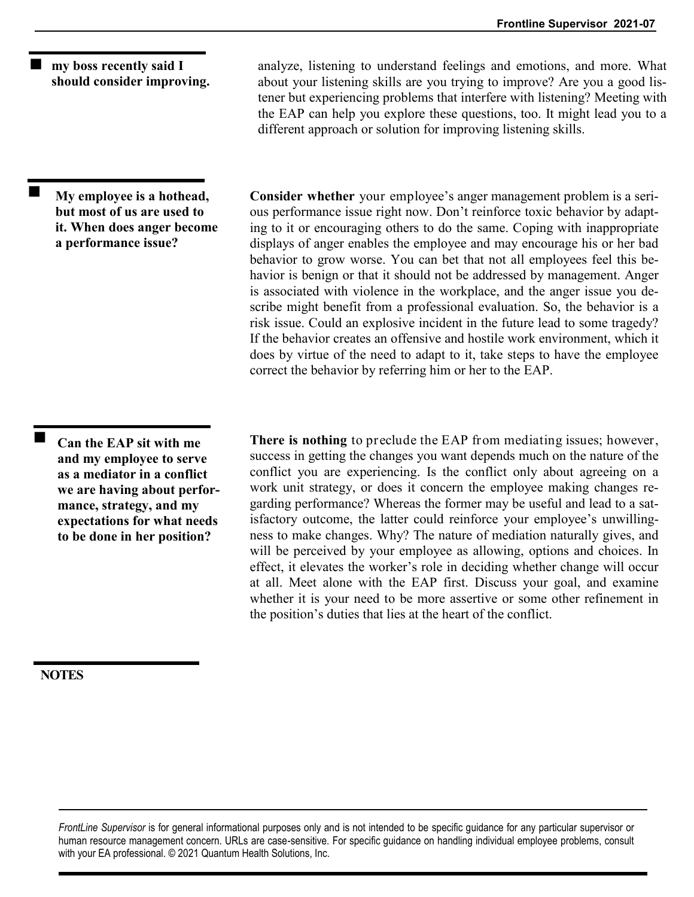**my boss recently said I should consider improving.**

analyze, listening to understand feelings and emotions, and more. What about your listening skills are you trying to improve? Are you a good listener but experiencing problems that interfere with listening? Meeting with the EAP can help you explore these questions, too. It might lead you to a different approach or solution for improving listening skills.

**My employee is a hothead, but most of us are used to it. When does anger become a performance issue?**

**Consider whether** your employee's anger management problem is a serious performance issue right now. Don't reinforce toxic behavior by adapting to it or encouraging others to do the same. Coping with inappropriate displays of anger enables the employee and may encourage his or her bad behavior to grow worse. You can bet that not all employees feel this behavior is benign or that it should not be addressed by management. Anger is associated with violence in the workplace, and the anger issue you describe might benefit from a professional evaluation. So, the behavior is a risk issue. Could an explosive incident in the future lead to some tragedy? If the behavior creates an offensive and hostile work environment, which it does by virtue of the need to adapt to it, take steps to have the employee correct the behavior by referring him or her to the EAP.

**Can the EAP sit with me and my employee to serve as a mediator in a conflict we are having about performance, strategy, and my expectations for what needs to be done in her position?**

**There is nothing** to preclude the EAP from mediating issues; however, success in getting the changes you want depends much on the nature of the conflict you are experiencing. Is the conflict only about agreeing on a work unit strategy, or does it concern the employee making changes regarding performance? Whereas the former may be useful and lead to a satisfactory outcome, the latter could reinforce your employee's unwillingness to make changes. Why? The nature of mediation naturally gives, and will be perceived by your employee as allowing, options and choices. In effect, it elevates the worker's role in deciding whether change will occur at all. Meet alone with the EAP first. Discuss your goal, and examine whether it is your need to be more assertive or some other refinement in the position's duties that lies at the heart of the conflict.

**NOTES**

*FrontLine Supervisor* is for general informational purposes only and is not intended to be specific guidance for any particular supervisor or human resource management concern. URLs are case-sensitive. For specific guidance on handling individual employee problems, consult with your EA professional. © 2021 Quantum Health Solutions, Inc.